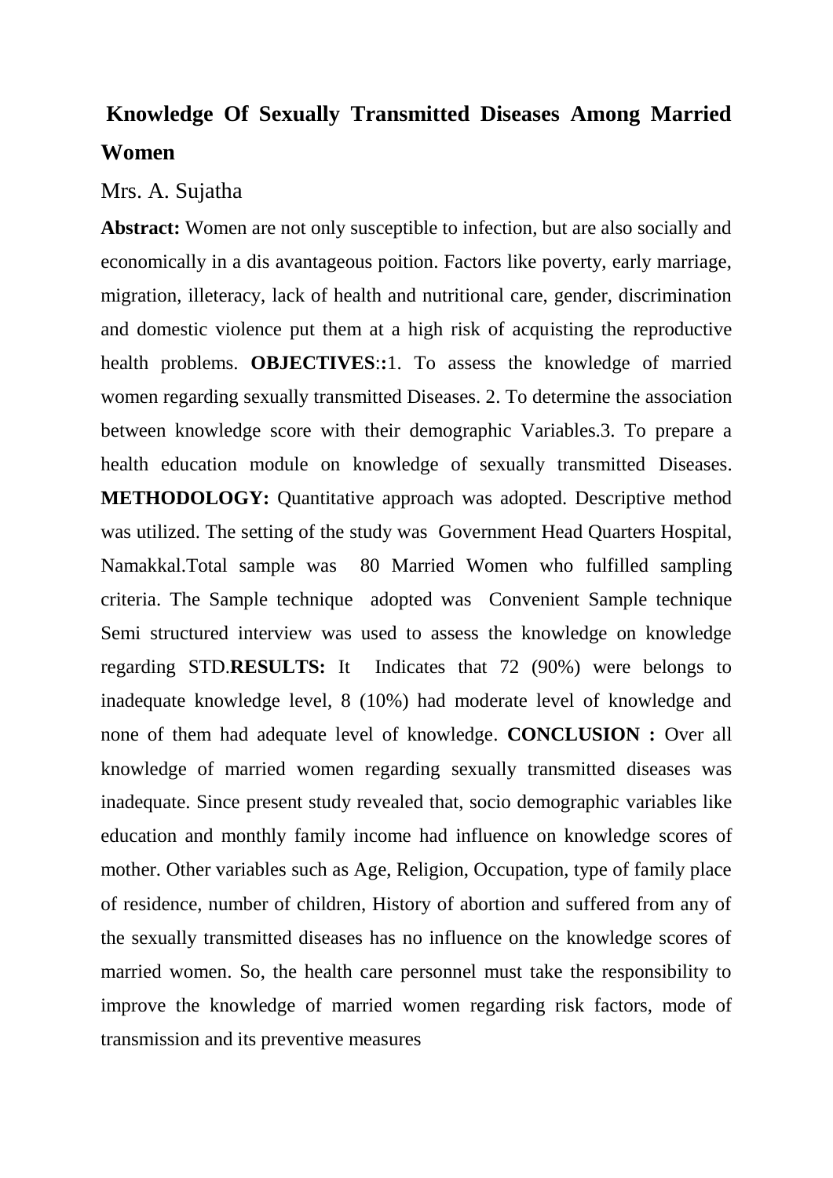# Knowledge Of Sexually Transmitted Diseases Among Married Women

Mrs. A. Sujatha

**Abstract:** Women are not only susceptible to infection, but are also socially and economically in a dis avantageous poition. Factors like poverty, early marriage, migration, illeteracy, lack of health and nutritional care, gender, discrimination and domestic violence put them at a high risk of acquisting the reproductive health problems. **OBJECTIVES::**1. To assess the knowledge of married women regarding sexually transmitted Diseases. 2. To determine the association between knowledge score with their demographic Variables.3. To prepare a health education module on knowledge of sexually transmitted Diseases. **METHODOLOGY:** Quantitative approach was adopted. Descriptive method was utilized. The setting of the study was Government Head Quarters Hospital, Namakkal.Total sample was 80 Married Women who fulfilled sampling criteria. The Sample technique adopted was Convenient Sample technique Semi structured interview was used to assess the knowledge on knowledge regarding STD.**RESULTS:** It Indicates that 72 (90%) were belongs to inadequate knowledge level, 8 (10%) had moderate level of knowledge and none of them had adequate level of knowledge. **CONCLUSION :** Over all knowledge of married women regarding sexually transmitted diseases was inadequate. Since present study revealed that, socio demographic variables like education and monthly family income had influence on knowledge scores of mother. Other variables such as Age, Religion, Occupation, type of family place of residence, number of children, History of abortion and suffered from any of the sexually transmitted diseases has no influence on the knowledge scores of married women. So, the health care personnel must take the responsibility to improve the knowledge of married women regarding risk factors, mode of transmission and its preventive measures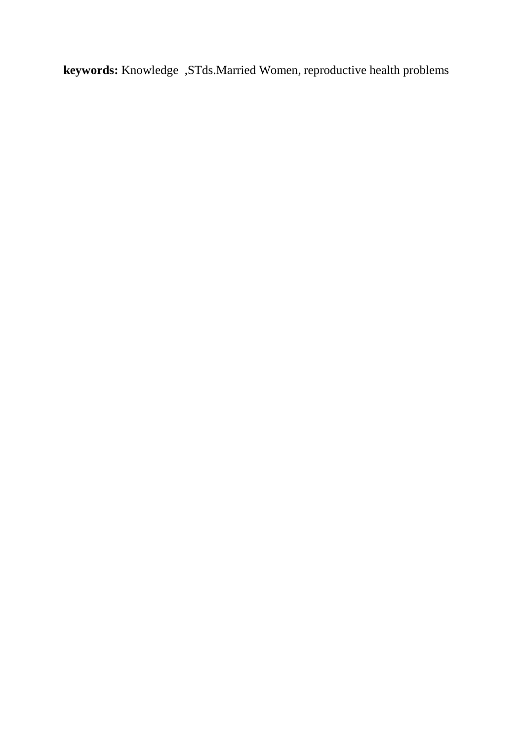**keywords:** Knowledge ,STds.Married Women, reproductive health problems